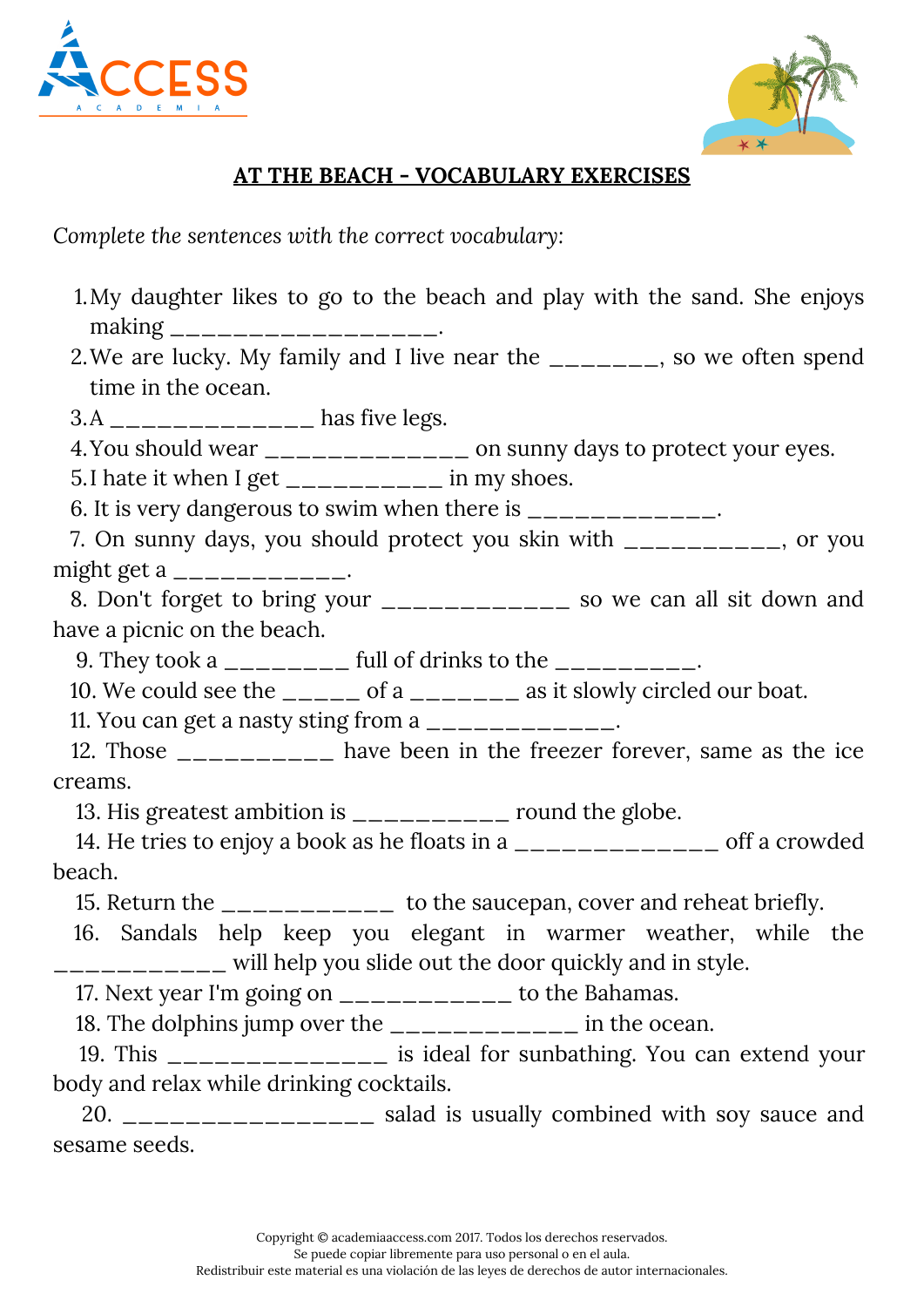## AT THE BEACH - VOCABULARY EXERCISES

*Complete the sentences with the correct vocabulary:*

1. My daughter likes to go to the beach and play with the sand. She enjoys making __________________.
2. We are lucky. My family and I live near the ________, so we often spend time in the ocean.
3. A ______________ has five legs.
4. You should wear ______________ on sunny days to protect your eyes.
5. I hate it when I get ___________ in my shoes.
6. It is very dangerous to swim when there is _____________.
7. On sunny days, you should protect you skin with ___________, or you might get a ____________.
8. Don't forget to bring your _____________ so we can all sit down and have a picnic on the beach.
9. They took a _________ full of drinks to the __________.
10. We could see the ______ of a ________ as it slowly circled our boat.
11. You can get a nasty sting from a _____________.
12. Those ___________ have been in the freezer forever, same as the ice creams.
13. His greatest ambition is ___________ round the globe.
14. He tries to enjoy a book as he floats in a ______________ off a crowded beach.
15. Return the ____________ to the saucepan, cover and reheat briefly.
16. Sandals help keep you elegant in warmer weather, while the ____________ will help you slide out the door quickly and in style.
17. Next year I'm going on ____________ to the Bahamas.
18. The dolphins jump over the _____________ in the ocean.
19. This _______________ is ideal for sunbathing. You can extend your body and relax while drinking cocktails.
20. __________________ salad is usually combined with soy sauce and sesame seeds.

Copyright © academiaaccess.com 2017. Todos los derechos reservados.
Se puede copiar libremente para uso personal o en el aula.
Redistribuir este material es una violación de las leyes de derechos de autor internacionales.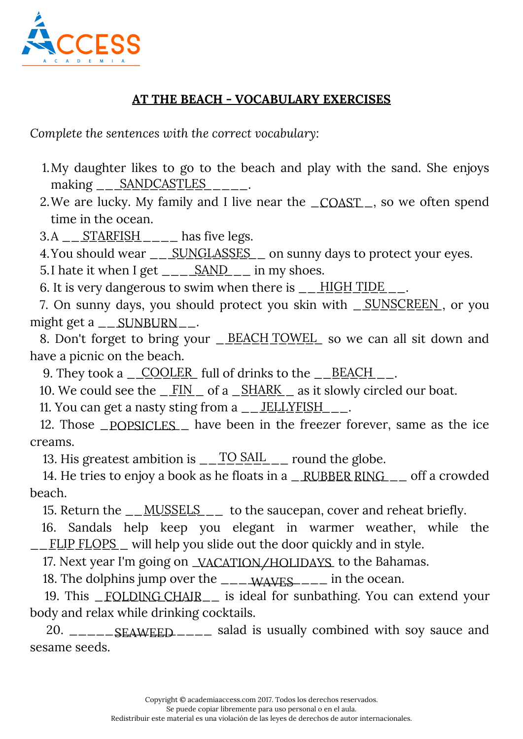ACCESS
ACADEMIA

**AT THE BEACH – VOCABULARY EXERCISES**

*Complete the sentences with the correct vocabulary:*

1. My daughter likes to go to the beach and play with the sand. She enjoys making ___SANDCASTLES_____.
2. We are lucky. My family and I live near the _COAST_, so we often spend time in the ocean.
3. A __STARFISH____ has five legs.
4. You should wear __SUNGLASSES__ on sunny days to protect your eyes.
5. I hate it when I get ____SAND___ in my shoes.
6. It is very dangerous to swim when there is __HIGH TIDE__.
7. On sunny days, you should protect you skin with _SUNSCREEN, or you might get a __SUNBURN__.
8. Don't forget to bring your _BEACH TOWEL_ so we can all sit down and have a picnic on the beach.
9. They took a _COOLER_ full of drinks to the __BEACH__.
10. We could see the _FIN_ of a _SHARK_ as it slowly circled our boat.
11. You can get a nasty sting from a __JELLYFISH___.
12. Those _POPSICLES_ have been in the freezer forever, same as the ice creams.
13. His greatest ambition is __TO SAIL___ round the globe.
14. He tries to enjoy a book as he floats in a _RUBBER RING__ off a crowded beach.
15. Return the __MUSSELS___ to the saucepan, cover and reheat briefly.
16. Sandals help keep you elegant in warmer weather, while the __FLIP FLOPS_ will help you slide out the door quickly and in style.
17. Next year I'm going on VACATION/HOLIDAYS to the Bahamas.
18. The dolphins jump over the ___WAVES____ in the ocean.
19. This _FOLDING CHAIR__ is ideal for sunbathing. You can extend your body and relax while drinking cocktails.
20. _____SEAWEED____ salad is usually combined with soy sauce and sesame seeds.

Copyright © academiaaccess.com 2017. Todos los derechos reservados.
Se puede copiar libremente para uso personal o en el aula.
Redistribuir este material es una violación de las leyes de derechos de autor internacionales.